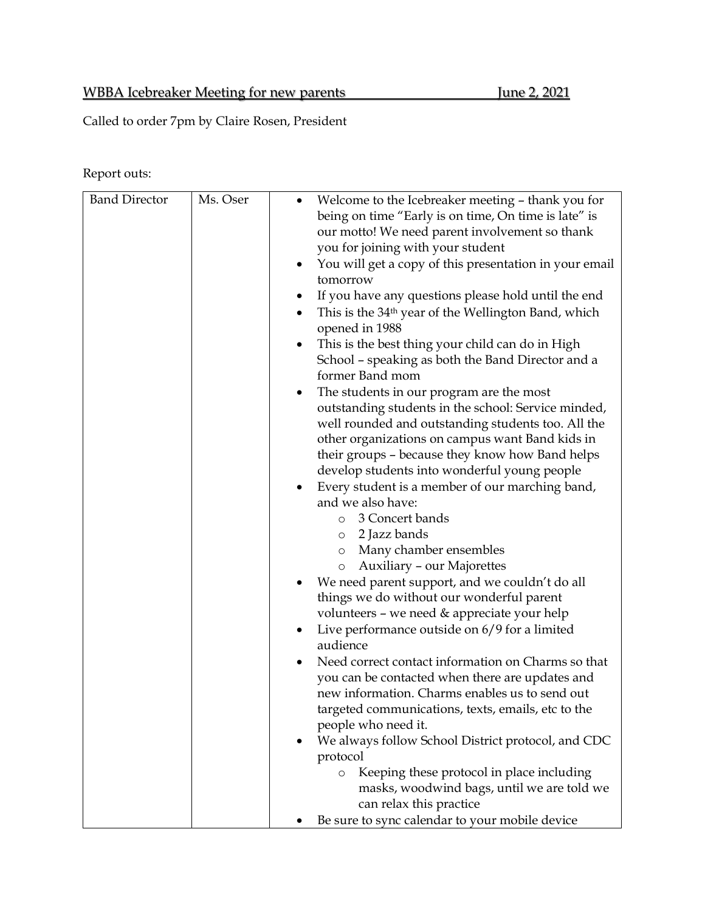WBBA Icebreaker Meeting for new parents June 2, 2021

Called to order 7pm by Claire Rosen, President

Report outs:

| Band Director | Ms. Oser | • Welcome to the Icebreaker meeting – thank you for being on time "Early is on time, On time is late" is our motto! We need parent involvement so thank you for joining with your student<br>• You will get a copy of this presentation in your email tomorrow<br>• If you have any questions please hold until the end<br>• This is the 34th year of the Wellington Band, which opened in 1988<br>• This is the best thing your child can do in High School – speaking as both the Band Director and a former Band mom<br>• The students in our program are the most outstanding students in the school: Service minded, well rounded and outstanding students too. All the other organizations on campus want Band kids in their groups – because they know how Band helps develop students into wonderful young people<br>• Every student is a member of our marching band, and we also have:<br>&nbsp;&nbsp;&nbsp;&nbsp;o 3 Concert bands<br>&nbsp;&nbsp;&nbsp;&nbsp;o 2 Jazz bands<br>&nbsp;&nbsp;&nbsp;&nbsp;o Many chamber ensembles<br>&nbsp;&nbsp;&nbsp;&nbsp;o Auxiliary – our Majorettes<br>• We need parent support, and we couldn't do all things we do without our wonderful parent volunteers – we need & appreciate your help<br>• Live performance outside on 6/9 for a limited audience<br>• Need correct contact information on Charms so that you can be contacted when there are updates and new information. Charms enables us to send out targeted communications, texts, emails, etc to the people who need it.<br>• We always follow School District protocol, and CDC protocol<br>&nbsp;&nbsp;&nbsp;&nbsp;o Keeping these protocol in place including masks, woodwind bags, until we are told we can relax this practice<br>• Be sure to sync calendar to your mobile device |
|---|---|---|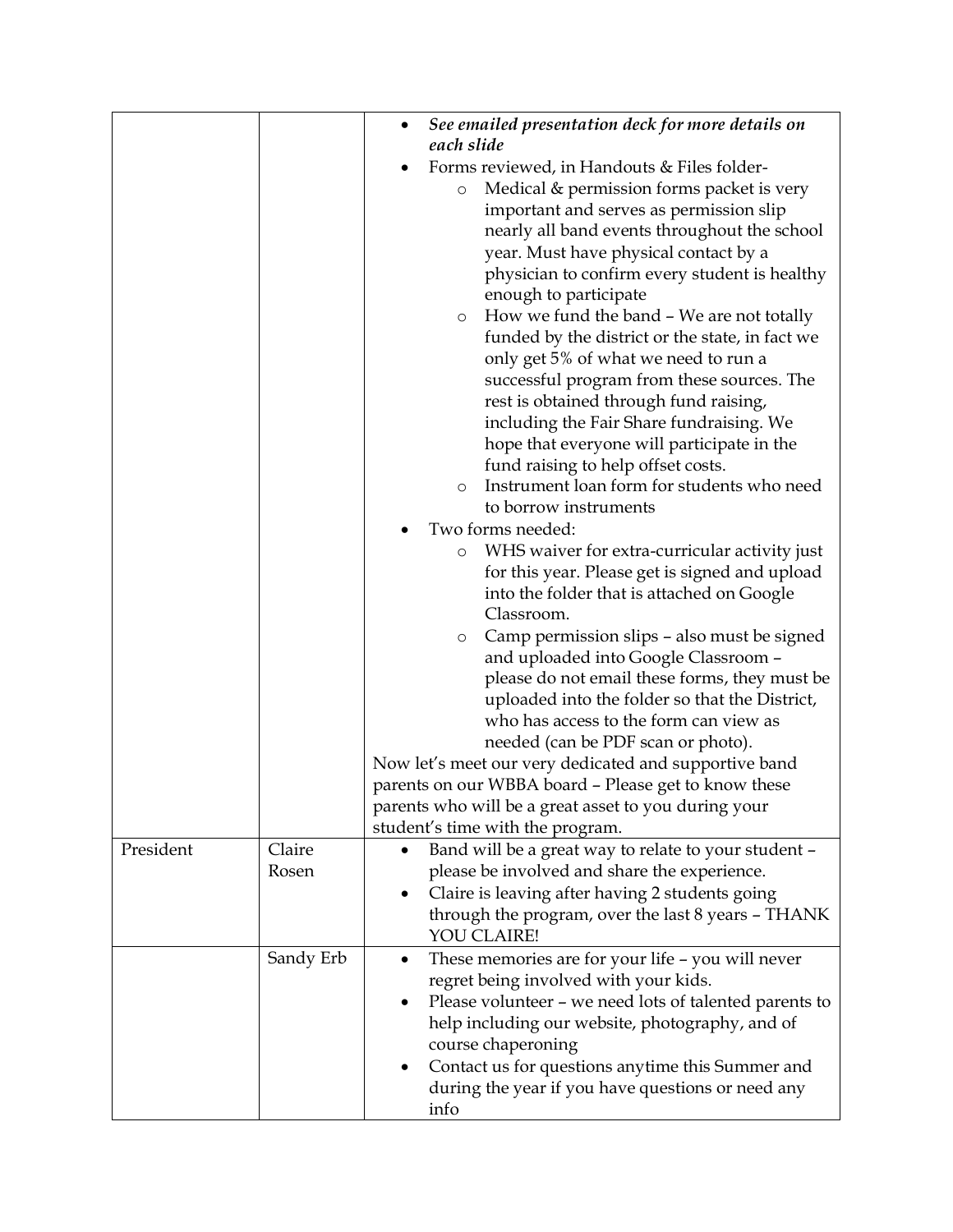|  |  |  |
|---|---|---|
|  |  | • *See emailed presentation deck for more details on each slide*<br>• Forms reviewed, in Handouts & Files folder-<br>  ○ Medical & permission forms packet is very important and serves as permission slip nearly all band events throughout the school year. Must have physical contact by a physician to confirm every student is healthy enough to participate<br>  ○ How we fund the band – We are not totally funded by the district or the state, in fact we only get 5% of what we need to run a successful program from these sources. The rest is obtained through fund raising, including the Fair Share fundraising. We hope that everyone will participate in the fund raising to help offset costs.<br>  ○ Instrument loan form for students who need to borrow instruments<br>• Two forms needed:<br>  ○ WHS waiver for extra-curricular activity just for this year. Please get is signed and upload into the folder that is attached on Google Classroom.<br>  ○ Camp permission slips – also must be signed and uploaded into Google Classroom – please do not email these forms, they must be uploaded into the folder so that the District, who has access to the form can view as needed (can be PDF scan or photo).<br>Now let's meet our very dedicated and supportive band parents on our WBBA board – Please get to know these parents who will be a great asset to you during your student's time with the program. |
| President | Claire Rosen | • Band will be a great way to relate to your student – please be involved and share the experience.<br>• Claire is leaving after having 2 students going through the program, over the last 8 years – THANK YOU CLAIRE! |
|  | Sandy Erb | • These memories are for your life – you will never regret being involved with your kids.<br>• Please volunteer – we need lots of talented parents to help including our website, photography, and of course chaperoning<br>• Contact us for questions anytime this Summer and during the year if you have questions or need any info |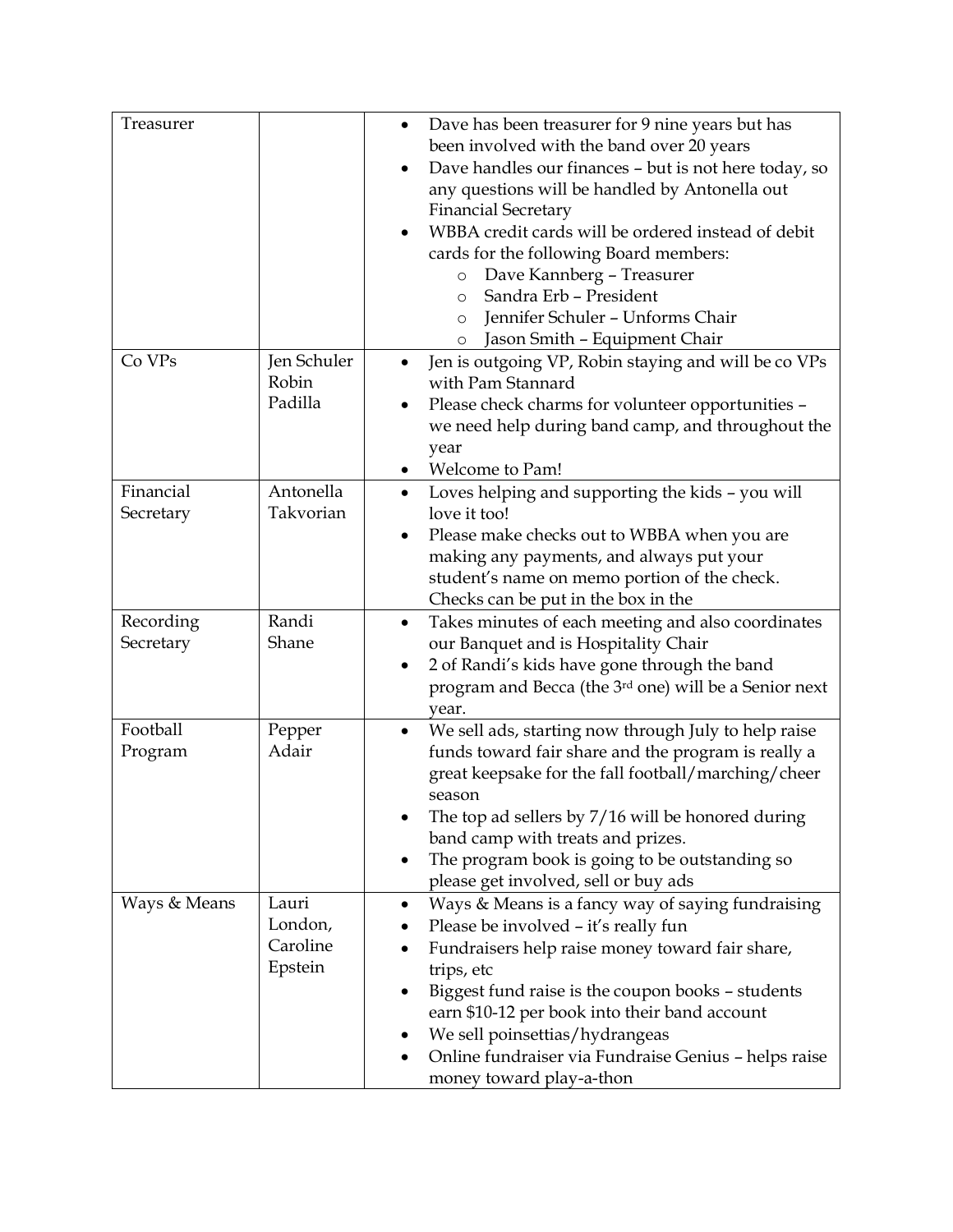| | | |
|---|---|---|
| Treasurer | | • Dave has been treasurer for 9 nine years but has been involved with the band over 20 years<br>• Dave handles our finances – but is not here today, so any questions will be handled by Antonella out Financial Secretary<br>• WBBA credit cards will be ordered instead of debit cards for the following Board members:<br>  ○ Dave Kannberg – Treasurer<br>  ○ Sandra Erb – President<br>  ○ Jennifer Schuler – Unforms Chair<br>  ○ Jason Smith – Equipment Chair |
| Co VPs | Jen Schuler Robin Padilla | • Jen is outgoing VP, Robin staying and will be co VPs with Pam Stannard<br>• Please check charms for volunteer opportunities – we need help during band camp, and throughout the year<br>• Welcome to Pam! |
| Financial Secretary | Antonella Takvorian | • Loves helping and supporting the kids – you will love it too!<br>• Please make checks out to WBBA when you are making any payments, and always put your student's name on memo portion of the check. Checks can be put in the box in the |
| Recording Secretary | Randi Shane | • Takes minutes of each meeting and also coordinates our Banquet and is Hospitality Chair<br>• 2 of Randi's kids have gone through the band program and Becca (the 3rd one) will be a Senior next year. |
| Football Program | Pepper Adair | • We sell ads, starting now through July to help raise funds toward fair share and the program is really a great keepsake for the fall football/marching/cheer season<br>• The top ad sellers by 7/16 will be honored during band camp with treats and prizes.<br>• The program book is going to be outstanding so please get involved, sell or buy ads |
| Ways & Means | Lauri London, Caroline Epstein | • Ways & Means is a fancy way of saying fundraising<br>• Please be involved – it's really fun<br>• Fundraisers help raise money toward fair share, trips, etc<br>• Biggest fund raise is the coupon books – students earn $10-12 per book into their band account<br>• We sell poinsettias/hydrangeas<br>• Online fundraiser via Fundraise Genius – helps raise money toward play-a-thon |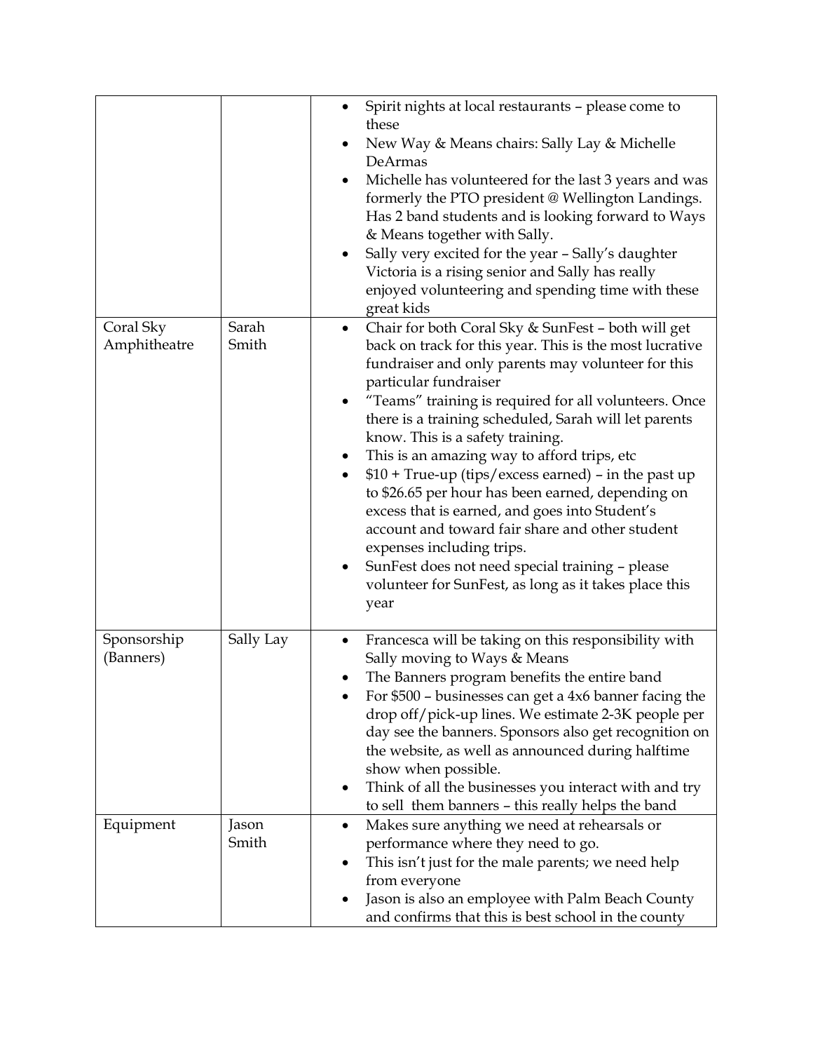| | | |
|---|---|---|
| | | • Spirit nights at local restaurants – please come to these<br>• New Way & Means chairs: Sally Lay & Michelle DeArmas<br>• Michelle has volunteered for the last 3 years and was formerly the PTO president @ Wellington Landings. Has 2 band students and is looking forward to Ways & Means together with Sally.<br>• Sally very excited for the year – Sally's daughter Victoria is a rising senior and Sally has really enjoyed volunteering and spending time with these great kids |
| Coral Sky Amphitheatre | Sarah Smith | • Chair for both Coral Sky & SunFest – both will get back on track for this year. This is the most lucrative fundraiser and only parents may volunteer for this particular fundraiser<br>• "Teams" training is required for all volunteers. Once there is a training scheduled, Sarah will let parents know. This is a safety training.<br>• This is an amazing way to afford trips, etc<br>• $10 + True-up (tips/excess earned) – in the past up to $26.65 per hour has been earned, depending on excess that is earned, and goes into Student's account and toward fair share and other student expenses including trips.<br>• SunFest does not need special training – please volunteer for SunFest, as long as it takes place this year |
| Sponsorship (Banners) | Sally Lay | • Francesca will be taking on this responsibility with Sally moving to Ways & Means<br>• The Banners program benefits the entire band<br>• For $500 – businesses can get a 4x6 banner facing the drop off/pick-up lines. We estimate 2-3K people per day see the banners. Sponsors also get recognition on the website, as well as announced during halftime show when possible.<br>• Think of all the businesses you interact with and try to sell them banners – this really helps the band |
| Equipment | Jason Smith | • Makes sure anything we need at rehearsals or performance where they need to go.<br>• This isn't just for the male parents; we need help from everyone<br>• Jason is also an employee with Palm Beach County and confirms that this is best school in the county |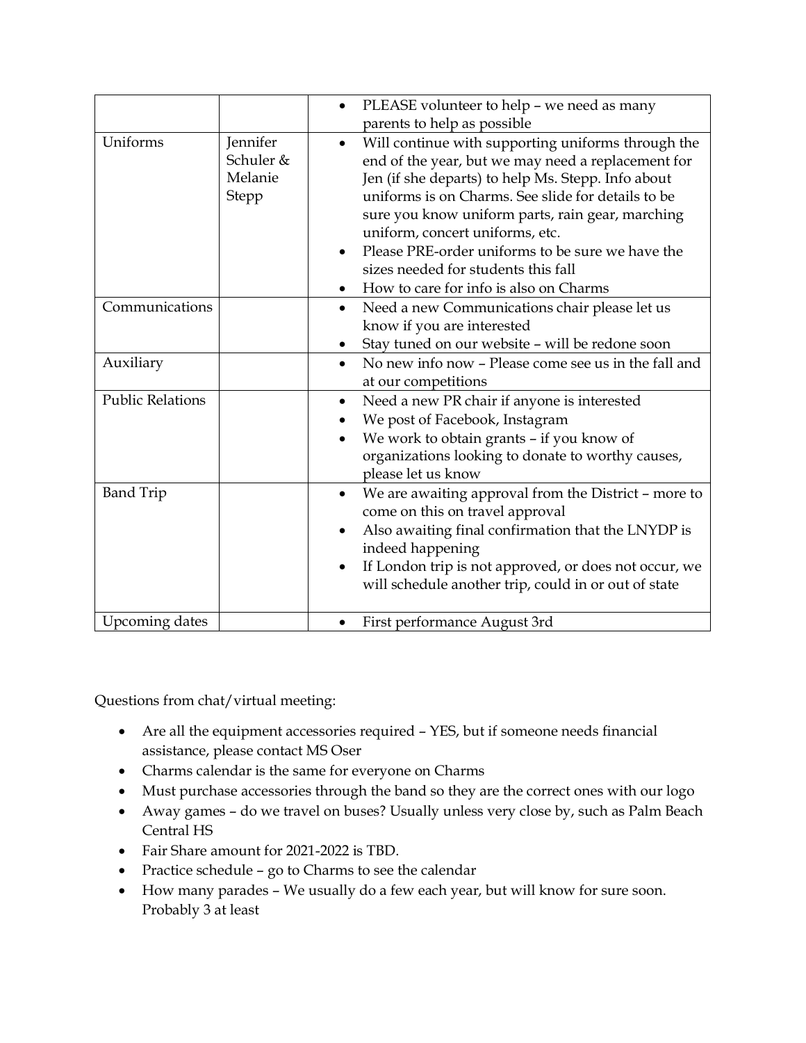| | | |
|---|---|---|
| | | • PLEASE volunteer to help – we need as many parents to help as possible |
| Uniforms | Jennifer Schuler & Melanie Stepp | • Will continue with supporting uniforms through the end of the year, but we may need a replacement for Jen (if she departs) to help Ms. Stepp. Info about uniforms is on Charms. See slide for details to be sure you know uniform parts, rain gear, marching uniform, concert uniforms, etc.<br>• Please PRE-order uniforms to be sure we have the sizes needed for students this fall<br>• How to care for info is also on Charms |
| Communications | | • Need a new Communications chair please let us know if you are interested<br>• Stay tuned on our website – will be redone soon |
| Auxiliary | | • No new info now – Please come see us in the fall and at our competitions |
| Public Relations | | • Need a new PR chair if anyone is interested<br>• We post of Facebook, Instagram<br>• We work to obtain grants – if you know of organizations looking to donate to worthy causes, please let us know |
| Band Trip | | • We are awaiting approval from the District – more to come on this on travel approval<br>• Also awaiting final confirmation that the LNYDP is indeed happening<br>• If London trip is not approved, or does not occur, we will schedule another trip, could in or out of state |
| Upcoming dates | | • First performance August 3rd |

Questions from chat/virtual meeting:

- Are all the equipment accessories required – YES, but if someone needs financial assistance, please contact MS Oser
- Charms calendar is the same for everyone on Charms
- Must purchase accessories through the band so they are the correct ones with our logo
- Away games – do we travel on buses? Usually unless very close by, such as Palm Beach Central HS
- Fair Share amount for 2021-2022 is TBD.
- Practice schedule – go to Charms to see the calendar
- How many parades – We usually do a few each year, but will know for sure soon. Probably 3 at least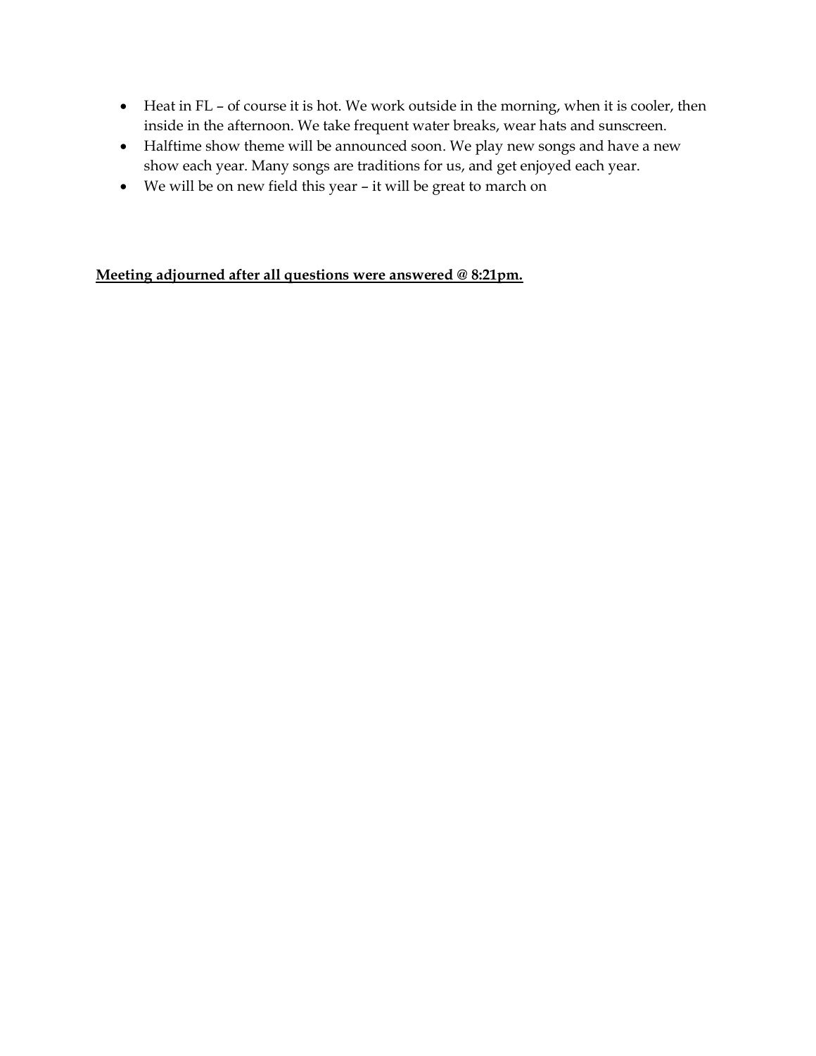- Heat in FL – of course it is hot. We work outside in the morning, when it is cooler, then inside in the afternoon. We take frequent water breaks, wear hats and sunscreen.
- Halftime show theme will be announced soon. We play new songs and have a new show each year. Many songs are traditions for us, and get enjoyed each year.
- We will be on new field this year – it will be great to march on

**<u>Meeting adjourned after all questions were answered @ 8:21pm.</u>**